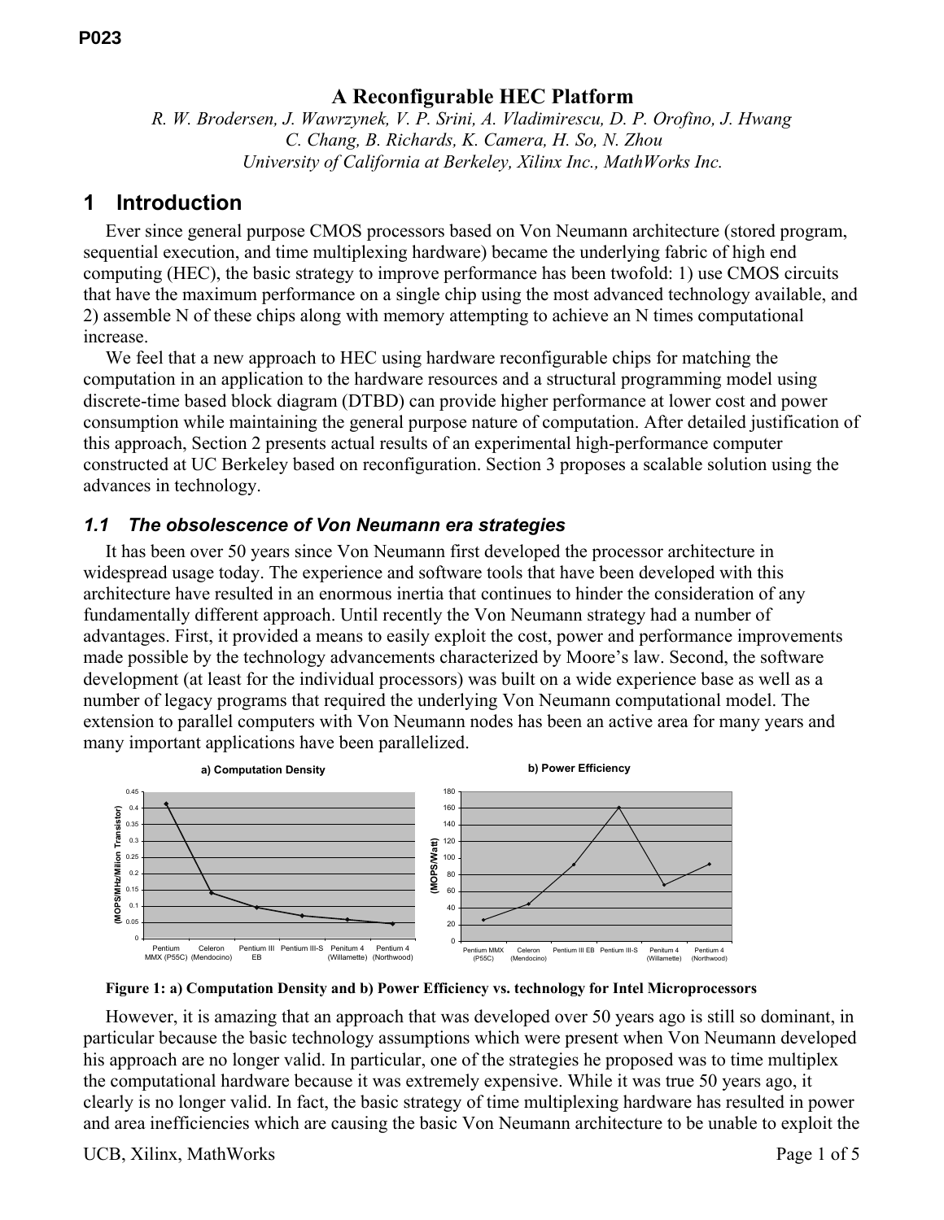# A Reconfigurable HEC Platform

*R. W. Brodersen, J. Wawrzynek, V. P. Srini, A. Vladimirescu, D. P. Orofino, J. Hwang*
*C. Chang, B. Richards, K. Camera, H. So, N. Zhou*
*University of California at Berkeley, Xilinx Inc., MathWorks Inc.*

## 1 Introduction

Ever since general purpose CMOS processors based on Von Neumann architecture (stored program, sequential execution, and time multiplexing hardware) became the underlying fabric of high end computing (HEC), the basic strategy to improve performance has been twofold: 1) use CMOS circuits that have the maximum performance on a single chip using the most advanced technology available, and 2) assemble N of these chips along with memory attempting to achieve an N times computational increase.

We feel that a new approach to HEC using hardware reconfigurable chips for matching the computation in an application to the hardware resources and a structural programming model using discrete-time based block diagram (DTBD) can provide higher performance at lower cost and power consumption while maintaining the general purpose nature of computation. After detailed justification of this approach, Section 2 presents actual results of an experimental high-performance computer constructed at UC Berkeley based on reconfiguration. Section 3 proposes a scalable solution using the advances in technology.

### *1.1 The obsolescence of Von Neumann era strategies*

It has been over 50 years since Von Neumann first developed the processor architecture in widespread usage today. The experience and software tools that have been developed with this architecture have resulted in an enormous inertia that continues to hinder the consideration of any fundamentally different approach. Until recently the Von Neumann strategy had a number of advantages. First, it provided a means to easily exploit the cost, power and performance improvements made possible by the technology advancements characterized by Moore's law. Second, the software development (at least for the individual processors) was built on a wide experience base as well as a number of legacy programs that required the underlying Von Neumann computational model. The extension to parallel computers with Von Neumann nodes has been an active area for many years and many important applications have been parallelized.

**Figure 1: a) Computation Density and b) Power Efficiency vs. technology for Intel Microprocessors**

However, it is amazing that an approach that was developed over 50 years ago is still so dominant, in particular because the basic technology assumptions which were present when Von Neumann developed his approach are no longer valid. In particular, one of the strategies he proposed was to time multiplex the computational hardware because it was extremely expensive. While it was true 50 years ago, it clearly is no longer valid. In fact, the basic strategy of time multiplexing hardware has resulted in power and area inefficiencies which are causing the basic Von Neumann architecture to be unable to exploit the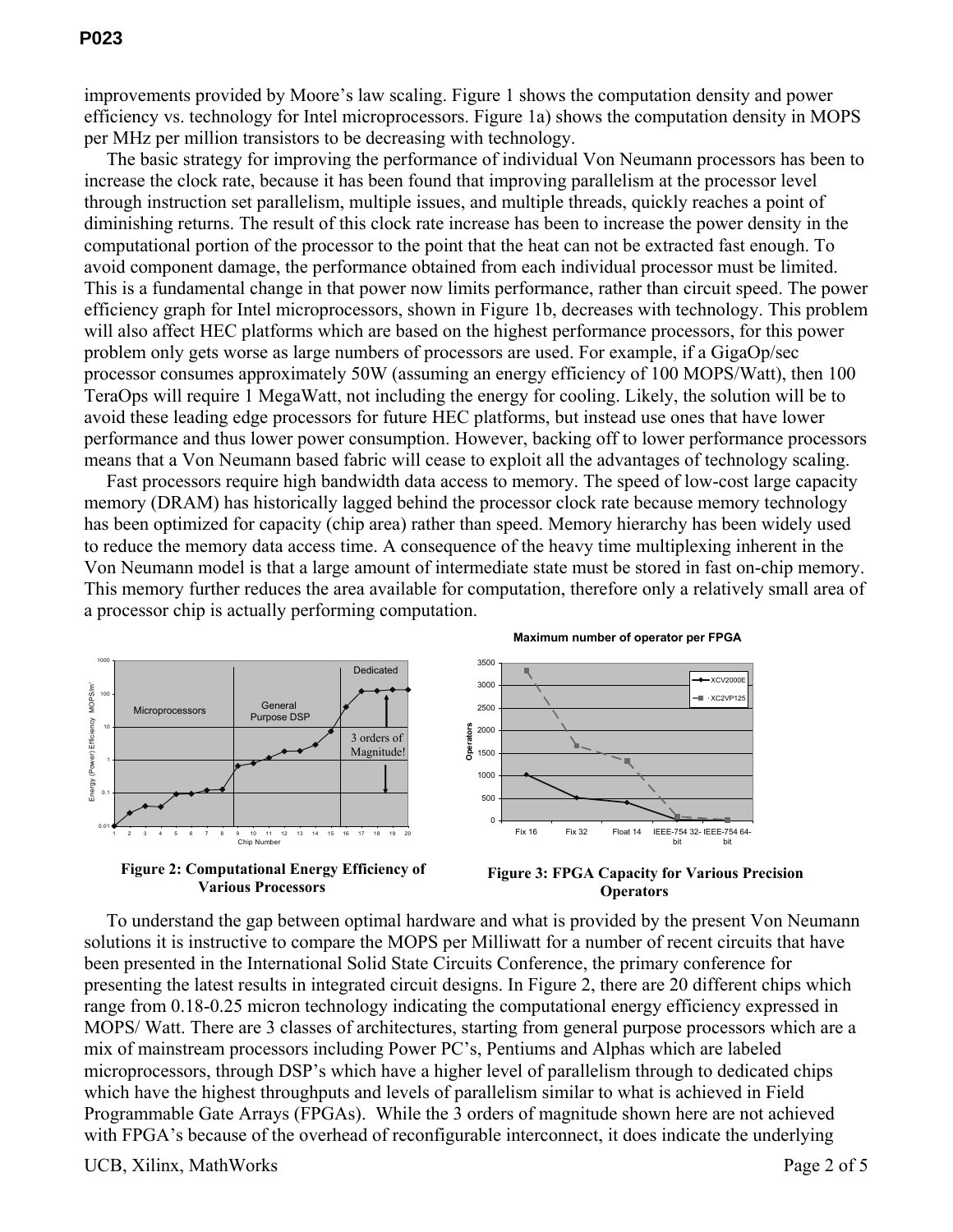improvements provided by Moore's law scaling. Figure 1 shows the computation density and power efficiency vs. technology for Intel microprocessors. Figure 1a) shows the computation density in MOPS per MHz per million transistors to be decreasing with technology.

The basic strategy for improving the performance of individual Von Neumann processors has been to increase the clock rate, because it has been found that improving parallelism at the processor level through instruction set parallelism, multiple issues, and multiple threads, quickly reaches a point of diminishing returns. The result of this clock rate increase has been to increase the power density in the computational portion of the processor to the point that the heat can not be extracted fast enough. To avoid component damage, the performance obtained from each individual processor must be limited. This is a fundamental change in that power now limits performance, rather than circuit speed. The power efficiency graph for Intel microprocessors, shown in Figure 1b, decreases with technology. This problem will also affect HEC platforms which are based on the highest performance processors, for this power problem only gets worse as large numbers of processors are used. For example, if a GigaOp/sec processor consumes approximately 50W (assuming an energy efficiency of 100 MOPS/Watt), then 100 TeraOps will require 1 MegaWatt, not including the energy for cooling. Likely, the solution will be to avoid these leading edge processors for future HEC platforms, but instead use ones that have lower performance and thus lower power consumption. However, backing off to lower performance processors means that a Von Neumann based fabric will cease to exploit all the advantages of technology scaling.

Fast processors require high bandwidth data access to memory. The speed of low-cost large capacity memory (DRAM) has historically lagged behind the processor clock rate because memory technology has been optimized for capacity (chip area) rather than speed. Memory hierarchy has been widely used to reduce the memory data access time. A consequence of the heavy time multiplexing inherent in the Von Neumann model is that a large amount of intermediate state must be stored in fast on-chip memory. This memory further reduces the area available for computation, therefore only a relatively small area of a processor chip is actually performing computation.

**Figure 2: Computational Energy Efficiency of Various Processors**

**Figure 3: FPGA Capacity for Various Precision Operators**

To understand the gap between optimal hardware and what is provided by the present Von Neumann solutions it is instructive to compare the MOPS per Milliwatt for a number of recent circuits that have been presented in the International Solid State Circuits Conference, the primary conference for presenting the latest results in integrated circuit designs. In Figure 2, there are 20 different chips which range from 0.18-0.25 micron technology indicating the computational energy efficiency expressed in MOPS/ Watt. There are 3 classes of architectures, starting from general purpose processors which are a mix of mainstream processors including Power PC's, Pentiums and Alphas which are labeled microprocessors, through DSP's which have a higher level of parallelism through to dedicated chips which have the highest throughputs and levels of parallelism similar to what is achieved in Field Programmable Gate Arrays (FPGAs). While the 3 orders of magnitude shown here are not achieved with FPGA's because of the overhead of reconfigurable interconnect, it does indicate the underlying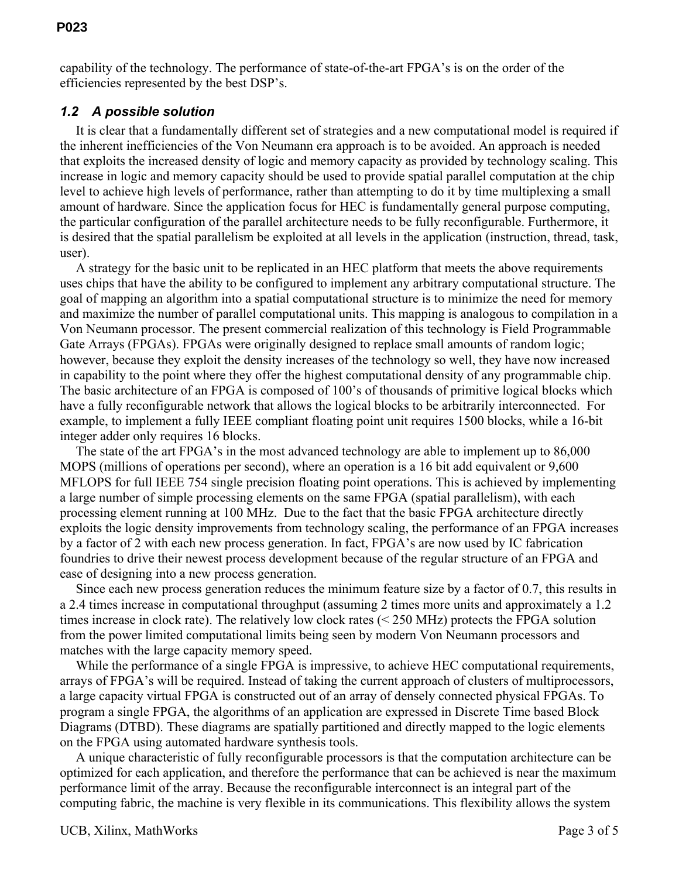capability of the technology. The performance of state-of-the-art FPGA's is on the order of the efficiencies represented by the best DSP's.

### *1.2 A possible solution*

It is clear that a fundamentally different set of strategies and a new computational model is required if the inherent inefficiencies of the Von Neumann era approach is to be avoided. An approach is needed that exploits the increased density of logic and memory capacity as provided by technology scaling. This increase in logic and memory capacity should be used to provide spatial parallel computation at the chip level to achieve high levels of performance, rather than attempting to do it by time multiplexing a small amount of hardware. Since the application focus for HEC is fundamentally general purpose computing, the particular configuration of the parallel architecture needs to be fully reconfigurable. Furthermore, it is desired that the spatial parallelism be exploited at all levels in the application (instruction, thread, task, user).

A strategy for the basic unit to be replicated in an HEC platform that meets the above requirements uses chips that have the ability to be configured to implement any arbitrary computational structure. The goal of mapping an algorithm into a spatial computational structure is to minimize the need for memory and maximize the number of parallel computational units. This mapping is analogous to compilation in a Von Neumann processor. The present commercial realization of this technology is Field Programmable Gate Arrays (FPGAs). FPGAs were originally designed to replace small amounts of random logic; however, because they exploit the density increases of the technology so well, they have now increased in capability to the point where they offer the highest computational density of any programmable chip. The basic architecture of an FPGA is composed of 100's of thousands of primitive logical blocks which have a fully reconfigurable network that allows the logical blocks to be arbitrarily interconnected. For example, to implement a fully IEEE compliant floating point unit requires 1500 blocks, while a 16-bit integer adder only requires 16 blocks.

The state of the art FPGA's in the most advanced technology are able to implement up to 86,000 MOPS (millions of operations per second), where an operation is a 16 bit add equivalent or 9,600 MFLOPS for full IEEE 754 single precision floating point operations. This is achieved by implementing a large number of simple processing elements on the same FPGA (spatial parallelism), with each processing element running at 100 MHz. Due to the fact that the basic FPGA architecture directly exploits the logic density improvements from technology scaling, the performance of an FPGA increases by a factor of 2 with each new process generation. In fact, FPGA's are now used by IC fabrication foundries to drive their newest process development because of the regular structure of an FPGA and ease of designing into a new process generation.

Since each new process generation reduces the minimum feature size by a factor of 0.7, this results in a 2.4 times increase in computational throughput (assuming 2 times more units and approximately a 1.2 times increase in clock rate). The relatively low clock rates (< 250 MHz) protects the FPGA solution from the power limited computational limits being seen by modern Von Neumann processors and matches with the large capacity memory speed.

While the performance of a single FPGA is impressive, to achieve HEC computational requirements, arrays of FPGA's will be required. Instead of taking the current approach of clusters of multiprocessors, a large capacity virtual FPGA is constructed out of an array of densely connected physical FPGAs. To program a single FPGA, the algorithms of an application are expressed in Discrete Time based Block Diagrams (DTBD). These diagrams are spatially partitioned and directly mapped to the logic elements on the FPGA using automated hardware synthesis tools.

A unique characteristic of fully reconfigurable processors is that the computation architecture can be optimized for each application, and therefore the performance that can be achieved is near the maximum performance limit of the array. Because the reconfigurable interconnect is an integral part of the computing fabric, the machine is very flexible in its communications. This flexibility allows the system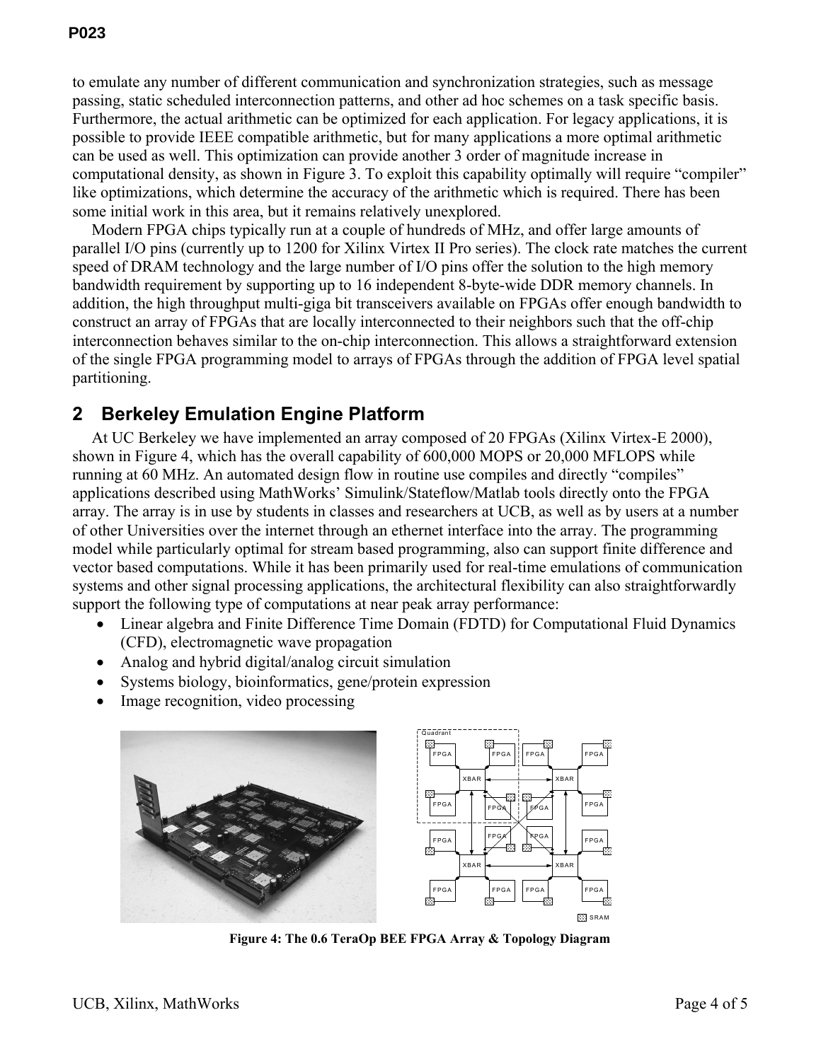to emulate any number of different communication and synchronization strategies, such as message passing, static scheduled interconnection patterns, and other ad hoc schemes on a task specific basis. Furthermore, the actual arithmetic can be optimized for each application. For legacy applications, it is possible to provide IEEE compatible arithmetic, but for many applications a more optimal arithmetic can be used as well. This optimization can provide another 3 order of magnitude increase in computational density, as shown in Figure 3. To exploit this capability optimally will require "compiler" like optimizations, which determine the accuracy of the arithmetic which is required. There has been some initial work in this area, but it remains relatively unexplored.

Modern FPGA chips typically run at a couple of hundreds of MHz, and offer large amounts of parallel I/O pins (currently up to 1200 for Xilinx Virtex II Pro series). The clock rate matches the current speed of DRAM technology and the large number of I/O pins offer the solution to the high memory bandwidth requirement by supporting up to 16 independent 8-byte-wide DDR memory channels. In addition, the high throughput multi-giga bit transceivers available on FPGAs offer enough bandwidth to construct an array of FPGAs that are locally interconnected to their neighbors such that the off-chip interconnection behaves similar to the on-chip interconnection. This allows a straightforward extension of the single FPGA programming model to arrays of FPGAs through the addition of FPGA level spatial partitioning.

## 2 Berkeley Emulation Engine Platform

At UC Berkeley we have implemented an array composed of 20 FPGAs (Xilinx Virtex-E 2000), shown in Figure 4, which has the overall capability of 600,000 MOPS or 20,000 MFLOPS while running at 60 MHz. An automated design flow in routine use compiles and directly "compiles" applications described using MathWorks' Simulink/Stateflow/Matlab tools directly onto the FPGA array. The array is in use by students in classes and researchers at UCB, as well as by users at a number of other Universities over the internet through an ethernet interface into the array. The programming model while particularly optimal for stream based programming, also can support finite difference and vector based computations. While it has been primarily used for real-time emulations of communication systems and other signal processing applications, the architectural flexibility can also straightforwardly support the following type of computations at near peak array performance:

- Linear algebra and Finite Difference Time Domain (FDTD) for Computational Fluid Dynamics (CFD), electromagnetic wave propagation
- Analog and hybrid digital/analog circuit simulation
- Systems biology, bioinformatics, gene/protein expression
- Image recognition, video processing

**Figure 4: The 0.6 TeraOp BEE FPGA Array & Topology Diagram**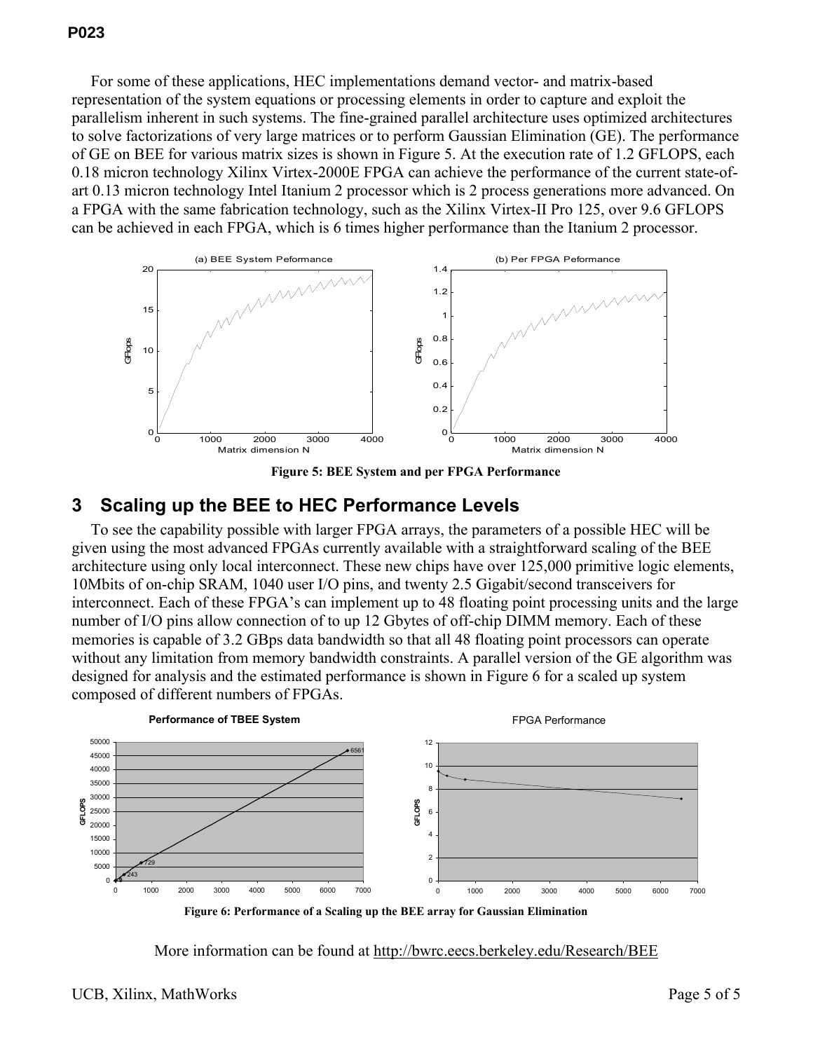For some of these applications, HEC implementations demand vector- and matrix-based representation of the system equations or processing elements in order to capture and exploit the parallelism inherent in such systems. The fine-grained parallel architecture uses optimized architectures to solve factorizations of very large matrices or to perform Gaussian Elimination (GE). The performance of GE on BEE for various matrix sizes is shown in Figure 5. At the execution rate of 1.2 GFLOPS, each 0.18 micron technology Xilinx Virtex-2000E FPGA can achieve the performance of the current state-of-art 0.13 micron technology Intel Itanium 2 processor which is 2 process generations more advanced. On a FPGA with the same fabrication technology, such as the Xilinx Virtex-II Pro 125, over 9.6 GFLOPS can be achieved in each FPGA, which is 6 times higher performance than the Itanium 2 processor.

**Figure 5: BEE System and per FPGA Performance**

## 3 Scaling up the BEE to HEC Performance Levels

To see the capability possible with larger FPGA arrays, the parameters of a possible HEC will be given using the most advanced FPGAs currently available with a straightforward scaling of the BEE architecture using only local interconnect. These new chips have over 125,000 primitive logic elements, 10Mbits of on-chip SRAM, 1040 user I/O pins, and twenty 2.5 Gigabit/second transceivers for interconnect. Each of these FPGA's can implement up to 48 floating point processing units and the large number of I/O pins allow connection of to up 12 Gbytes of off-chip DIMM memory. Each of these memories is capable of 3.2 GBps data bandwidth so that all 48 floating point processors can operate without any limitation from memory bandwidth constraints. A parallel version of the GE algorithm was designed for analysis and the estimated performance is shown in Figure 6 for a scaled up system composed of different numbers of FPGAs.

**Figure 6: Performance of a Scaling up the BEE array for Gaussian Elimination**

More information can be found at http://bwrc.eecs.berkeley.edu/Research/BEE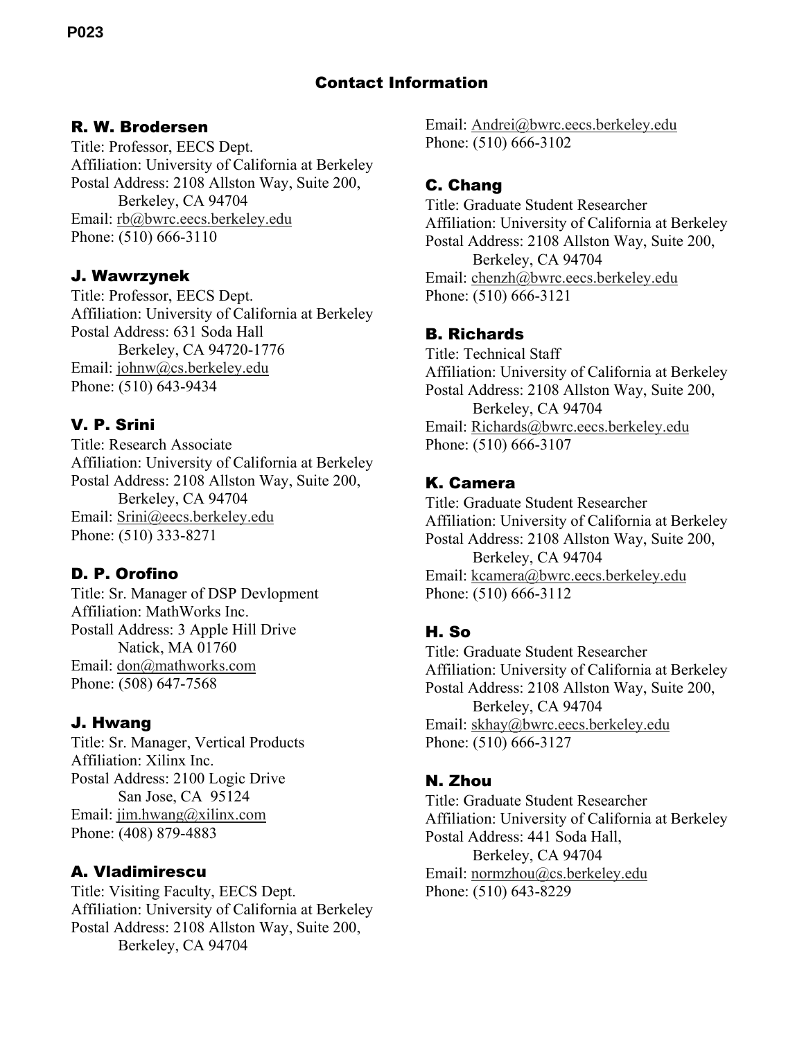P023

## Contact Information

### R. W. Brodersen

Title: Professor, EECS Dept.
Affiliation: University of California at Berkeley
Postal Address: 2108 Allston Way, Suite 200,
Berkeley, CA 94704
Email: rb@bwrc.eecs.berkeley.edu
Phone: (510) 666-3110

### J. Wawrzynek

Title: Professor, EECS Dept.
Affiliation: University of California at Berkeley
Postal Address: 631 Soda Hall
Berkeley, CA 94720-1776
Email: johnw@cs.berkeley.edu
Phone: (510) 643-9434

### V. P. Srini

Title: Research Associate
Affiliation: University of California at Berkeley
Postal Address: 2108 Allston Way, Suite 200,
Berkeley, CA 94704
Email: Srini@eecs.berkeley.edu
Phone: (510) 333-8271

### D. P. Orofino

Title: Sr. Manager of DSP Devlopment
Affiliation: MathWorks Inc.
Postall Address: 3 Apple Hill Drive
Natick, MA 01760
Email: don@mathworks.com
Phone: (508) 647-7568

### J. Hwang

Title: Sr. Manager, Vertical Products
Affiliation: Xilinx Inc.
Postal Address: 2100 Logic Drive
San Jose, CA 95124
Email: jim.hwang@xilinx.com
Phone: (408) 879-4883

### A. Vladimirescu

Title: Visiting Faculty, EECS Dept.
Affiliation: University of California at Berkeley
Postal Address: 2108 Allston Way, Suite 200,
Berkeley, CA 94704
Email: Andrei@bwrc.eecs.berkeley.edu
Phone: (510) 666-3102

### C. Chang

Title: Graduate Student Researcher
Affiliation: University of California at Berkeley
Postal Address: 2108 Allston Way, Suite 200,
Berkeley, CA 94704
Email: chenzh@bwrc.eecs.berkeley.edu
Phone: (510) 666-3121

### B. Richards

Title: Technical Staff
Affiliation: University of California at Berkeley
Postal Address: 2108 Allston Way, Suite 200,
Berkeley, CA 94704
Email: Richards@bwrc.eecs.berkeley.edu
Phone: (510) 666-3107

### K. Camera

Title: Graduate Student Researcher
Affiliation: University of California at Berkeley
Postal Address: 2108 Allston Way, Suite 200,
Berkeley, CA 94704
Email: kcamera@bwrc.eecs.berkeley.edu
Phone: (510) 666-3112

### H. So

Title: Graduate Student Researcher
Affiliation: University of California at Berkeley
Postal Address: 2108 Allston Way, Suite 200,
Berkeley, CA 94704
Email: skhay@bwrc.eecs.berkeley.edu
Phone: (510) 666-3127

### N. Zhou

Title: Graduate Student Researcher
Affiliation: University of California at Berkeley
Postal Address: 441 Soda Hall,
Berkeley, CA 94704
Email: normzhou@cs.berkeley.edu
Phone: (510) 643-8229